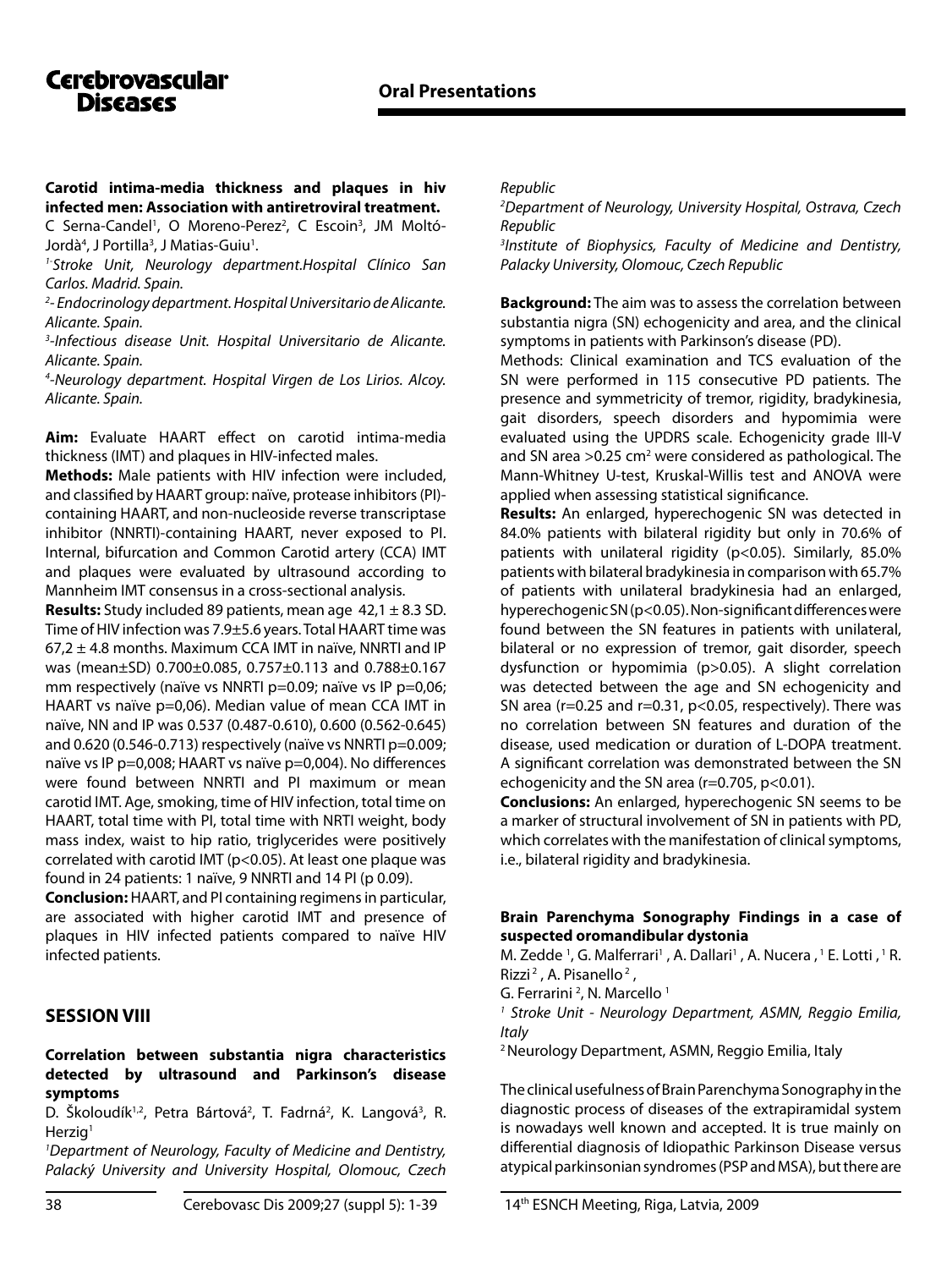### Carotid intima-media thickness and plaques in hiv infected men: Association with antiretroviral treatment.

C Serna-Candel[1], O Moreno-Perez[2], C Escoin[3], JM Moltó-Jordà[4], J Portilla[3], J Matias-Guiu[1].

*[1]-Stroke Unit, Neurology department.Hospital Clínico San Carlos. Madrid. Spain.*

*[2]- Endocrinology department. Hospital Universitario de Alicante. Alicante. Spain.*

*[3]-Infectious disease Unit. Hospital Universitario de Alicante. Alicante. Spain.*

*[4]-Neurology department. Hospital Virgen de Los Lirios. Alcoy. Alicante. Spain.*

**Aim:** Evaluate HAART effect on carotid intima-media thickness (IMT) and plaques in HIV-infected males.

**Methods:** Male patients with HIV infection were included, and classified by HAART group: naïve, protease inhibitors (PI)-containing HAART, and non-nucleoside reverse transcriptase inhibitor (NNRTI)-containing HAART, never exposed to PI. Internal, bifurcation and Common Carotid artery (CCA) IMT and plaques were evaluated by ultrasound according to Mannheim IMT consensus in a cross-sectional analysis.

**Results:** Study included 89 patients, mean age 42,1 ± 8.3 SD. Time of HIV infection was 7.9±5.6 years. Total HAART time was 67,2 ± 4.8 months. Maximum CCA IMT in naïve, NNRTI and IP was (mean±SD) 0.700±0.085, 0.757±0.113 and 0.788±0.167 mm respectively (naïve vs NNRTI p=0.09; naïve vs IP p=0,06; HAART vs naïve p=0,06). Median value of mean CCA IMT in naïve, NN and IP was 0.537 (0.487-0.610), 0.600 (0.562-0.645) and 0.620 (0.546-0.713) respectively (naïve vs NNRTI p=0.009; naïve vs IP p=0,008; HAART vs naïve p=0,004). No differences were found between NNRTI and PI maximum or mean carotid IMT. Age, smoking, time of HIV infection, total time on HAART, total time with PI, total time with NRTI weight, body mass index, waist to hip ratio, triglycerides were positively correlated with carotid IMT ($p<0.05$). At least one plaque was found in 24 patients: 1 naïve, 9 NNRTI and 14 PI (p 0.09).

**Conclusion:** HAART, and PI containing regimens in particular, are associated with higher carotid IMT and presence of plaques in HIV infected patients compared to naïve HIV infected patients.

## SESSION VIII

### Correlation between substantia nigra characteristics detected by ultrasound and Parkinson's disease symptoms

D. Školoudík[1,2], Petra Bártová[2], T. Fadrná[2], K. Langová[3], R. Herzig[1]

*[1]Department of Neurology, Faculty of Medicine and Dentistry, Palacký University and University Hospital, Olomouc, Czech Republic*

*[2]Department of Neurology, University Hospital, Ostrava, Czech Republic*

*[3]Institute of Biophysics, Faculty of Medicine and Dentistry, Palacky University, Olomouc, Czech Republic*

**Background:** The aim was to assess the correlation between substantia nigra (SN) echogenicity and area, and the clinical symptoms in patients with Parkinson's disease (PD).

Methods: Clinical examination and TCS evaluation of the SN were performed in 115 consecutive PD patients. The presence and symmetricity of tremor, rigidity, bradykinesia, gait disorders, speech disorders and hypomimia were evaluated using the UPDRS scale. Echogenicity grade III-V and SN area >0.25 cm$^2$ were considered as pathological. The Mann-Whitney U-test, Kruskal-Willis test and ANOVA were applied when assessing statistical significance.

**Results:** An enlarged, hyperechogenic SN was detected in 84.0% patients with bilateral rigidity but only in 70.6% of patients with unilateral rigidity ($p<0.05$). Similarly, 85.0% patients with bilateral bradykinesia in comparison with 65.7% of patients with unilateral bradykinesia had an enlarged, hyperechogenic SN ($p<0.05$). Non-significant differences were found between the SN features in patients with unilateral, bilateral or no expression of tremor, gait disorder, speech dysfunction or hypomimia ($p>0.05$). A slight correlation was detected between the age and SN echogenicity and SN area (r=0.25 and r=0.31, $p<0.05$, respectively). There was no correlation between SN features and duration of the disease, used medication or duration of L-DOPA treatment. A significant correlation was demonstrated between the SN echogenicity and the SN area (r=0.705, $p<0.01$).

**Conclusions:** An enlarged, hyperechogenic SN seems to be a marker of structural involvement of SN in patients with PD, which correlates with the manifestation of clinical symptoms, i.e., bilateral rigidity and bradykinesia.

### Brain Parenchyma Sonography Findings in a case of suspected oromandibular dystonia

M. Zedde [1], G. Malferrari[1], A. Dallari[1], A. Nucera, [1] E. Lotti, [1] R. Rizzi[2], A. Pisanello[2],
G. Ferrarini [2], N. Marcello [1]

*[1] Stroke Unit - Neurology Department, ASMN, Reggio Emilia, Italy*

[2] Neurology Department, ASMN, Reggio Emilia, Italy

The clinical usefulness of Brain Parenchyma Sonography in the diagnostic process of diseases of the extrapiramidal system is nowadays well known and accepted. It is true mainly on differential diagnosis of Idiopathic Parkinson Disease versus atypical parkinsonian syndromes (PSP and MSA), but there are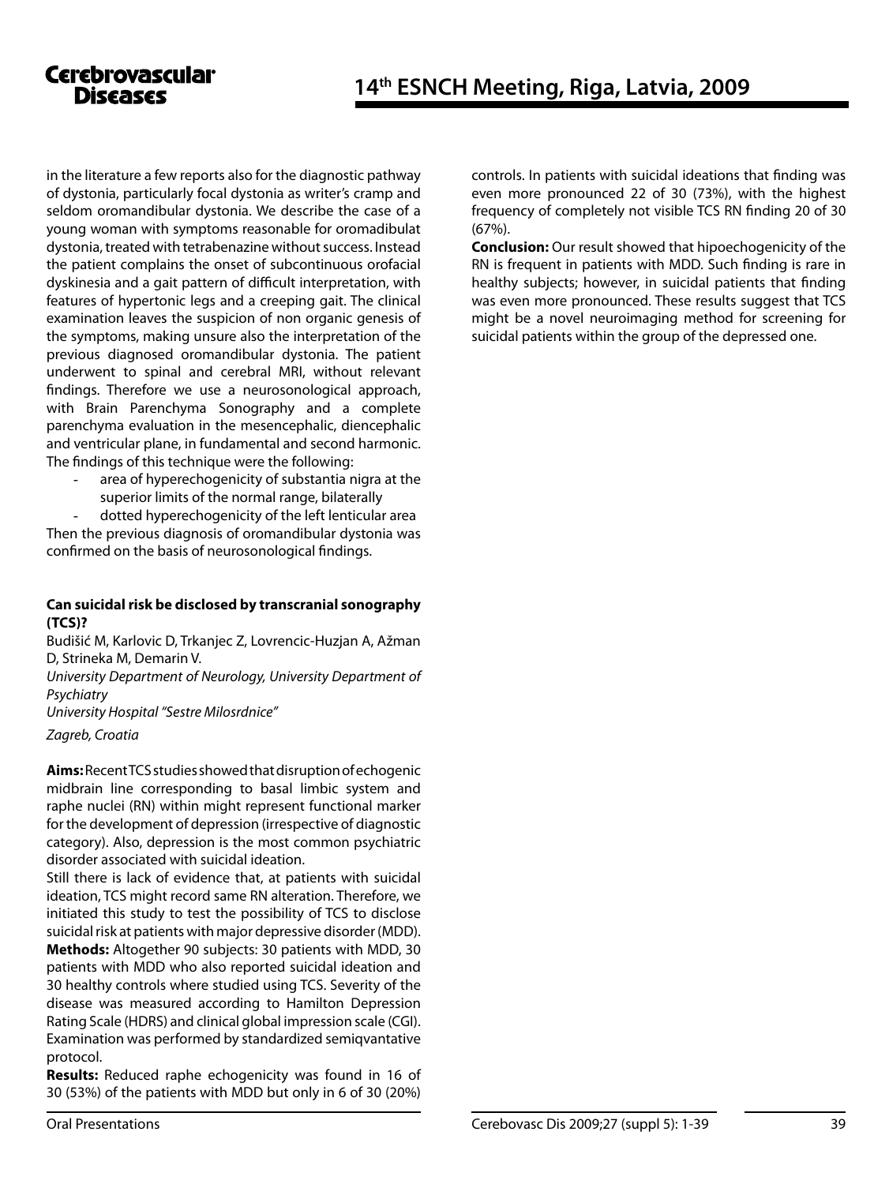in the literature a few reports also for the diagnostic pathway of dystonia, particularly focal dystonia as writer's cramp and seldom oromandibular dystonia. We describe the case of a young woman with symptoms reasonable for oromadibulat dystonia, treated with tetrabenazine without success. Instead the patient complains the onset of subcontinuous orofacial dyskinesia and a gait pattern of difficult interpretation, with features of hypertonic legs and a creeping gait. The clinical examination leaves the suspicion of non organic genesis of the symptoms, making unsure also the interpretation of the previous diagnosed oromandibular dystonia. The patient underwent to spinal and cerebral MRI, without relevant findings. Therefore we use a neurosonological approach, with Brain Parenchyma Sonography and a complete parenchyma evaluation in the mesencephalic, diencephalic and ventricular plane, in fundamental and second harmonic. The findings of this technique were the following:

- area of hyperechogenicity of substantia nigra at the superior limits of the normal range, bilaterally
- dotted hyperechogenicity of the left lenticular area

Then the previous diagnosis of oromandibular dystonia was confirmed on the basis of neurosonological findings.

### Can suicidal risk be disclosed by transcranial sonography (TCS)?

Budišić M, Karlovic D, Trkanjec Z, Lovrencic-Huzjan A, Ažman D, Strineka M, Demarin V.

*University Department of Neurology, University Department of Psychiatry*

*University Hospital "Sestre Milosrdnice"*

*Zagreb, Croatia*

**Aims:** Recent TCS studies showed that disruption of echogenic midbrain line corresponding to basal limbic system and raphe nuclei (RN) within might represent functional marker for the development of depression (irrespective of diagnostic category). Also, depression is the most common psychiatric disorder associated with suicidal ideation.

Still there is lack of evidence that, at patients with suicidal ideation, TCS might record same RN alteration. Therefore, we initiated this study to test the possibility of TCS to disclose suicidal risk at patients with major depressive disorder (MDD).

**Methods:** Altogether 90 subjects: 30 patients with MDD, 30 patients with MDD who also reported suicidal ideation and 30 healthy controls where studied using TCS. Severity of the disease was measured according to Hamilton Depression Rating Scale (HDRS) and clinical global impression scale (CGI). Examination was performed by standardized semiqvantative protocol.

**Results:** Reduced raphe echogenicity was found in 16 of 30 (53%) of the patients with MDD but only in 6 of 30 (20%) controls. In patients with suicidal ideations that finding was even more pronounced 22 of 30 (73%), with the highest frequency of completely not visible TCS RN finding 20 of 30 (67%).

**Conclusion:** Our result showed that hipoechogenicity of the RN is frequent in patients with MDD. Such finding is rare in healthy subjects; however, in suicidal patients that finding was even more pronounced. These results suggest that TCS might be a novel neuroimaging method for screening for suicidal patients within the group of the depressed one.